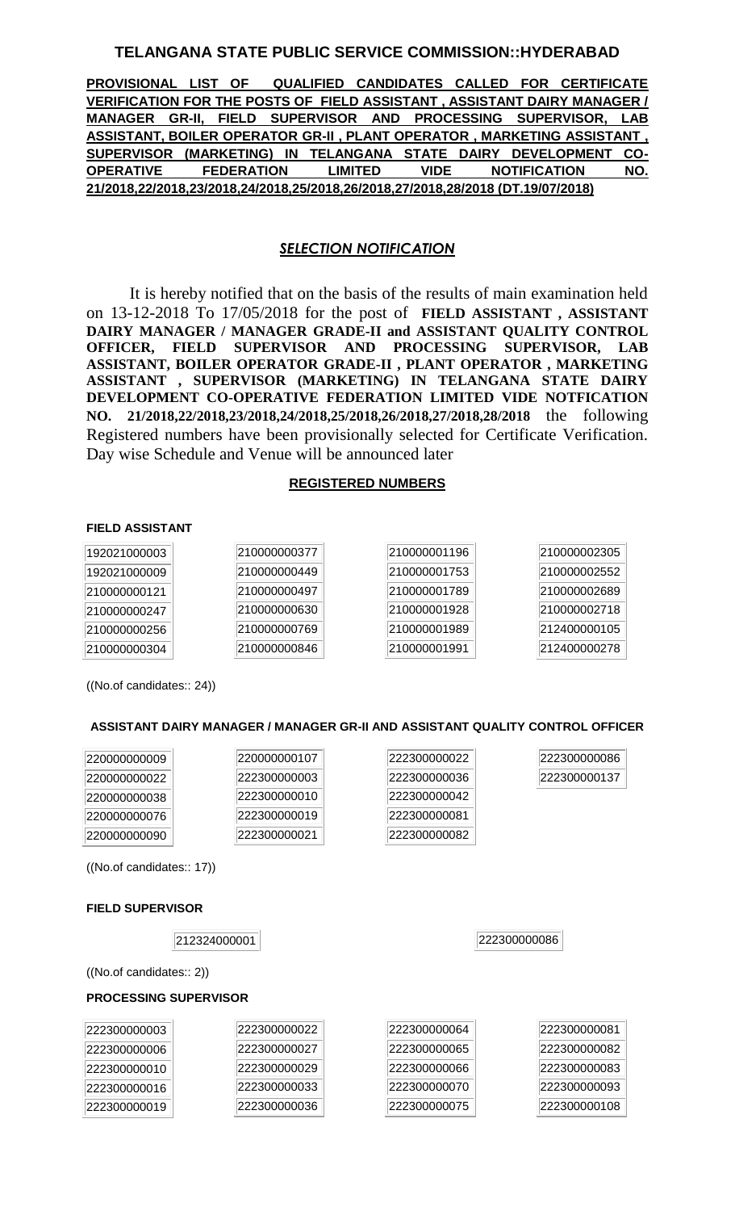## TELANGANA STATE PUBLIC SERVICE COMMISSION::HYDERABAD

**PROVISIONAL LIST OF QUALIFIED CANDIDATES CALLED FOR CERTIFICATE VERIFICATION FOR THE POSTS OF FIELD ASSISTANT , ASSISTANT DAIRY MANAGER / MANAGER GR-II, FIELD SUPERVISOR AND PROCESSING SUPERVISOR, LAB ASSISTANT, BOILER OPERATOR GR-II , PLANT OPERATOR , MARKETING ASSISTANT , SUPERVISOR (MARKETING) IN TELANGANA STATE DAIRY DEVELOPMENT CO-OPERATIVE FEDERATION LIMITED VIDE NOTIFICATION NO. 21/2018,22/2018,23/2018,24/2018,25/2018,26/2018,27/2018,28/2018 (DT.19/07/2018)**

***SELECTION NOTIFICATION***

It is hereby notified that on the basis of the results of main examination held on 13-12-2018 To 17/05/2018 for the post of **FIELD ASSISTANT , ASSISTANT DAIRY MANAGER / MANAGER GRADE-II and ASSISTANT QUALITY CONTROL OFFICER, FIELD SUPERVISOR AND PROCESSING SUPERVISOR, LAB ASSISTANT, BOILER OPERATOR GRADE-II , PLANT OPERATOR , MARKETING ASSISTANT , SUPERVISOR (MARKETING) IN TELANGANA STATE DAIRY DEVELOPMENT CO-OPERATIVE FEDERATION LIMITED VIDE NOTFICATION NO. 21/2018,22/2018,23/2018,24/2018,25/2018,26/2018,27/2018,28/2018** the following Registered numbers have been provisionally selected for Certificate Verification. Day wise Schedule and Venue will be announced later

**REGISTERED NUMBERS**

**FIELD ASSISTANT**

| | | | |
|---|---|---|---|
| 192021000003 | 210000000377 | 210000001196 | 210000002305 |
| 192021000009 | 210000000449 | 210000001753 | 210000002552 |
| 210000000121 | 210000000497 | 210000001789 | 210000002689 |
| 210000000247 | 210000000630 | 210000001928 | 210000002718 |
| 210000000256 | 210000000769 | 210000001989 | 212400000105 |
| 210000000304 | 210000000846 | 210000001991 | 212400000278 |

((No.of candidates:: 24))

**ASSISTANT DAIRY MANAGER / MANAGER GR-II AND ASSISTANT QUALITY CONTROL OFFICER**

| | | | |
|---|---|---|---|
| 220000000009 | 220000000107 | 222300000022 | 222300000086 |
| 220000000022 | 222300000003 | 222300000036 | 222300000137 |
| 220000000038 | 222300000010 | 222300000042 | |
| 220000000076 | 222300000019 | 222300000081 | |
| 220000000090 | 222300000021 | 222300000082 | |

((No.of candidates:: 17))

**FIELD SUPERVISOR**

| | |
|---|---|
| 212324000001 | 222300000086 |

((No.of candidates:: 2))

**PROCESSING SUPERVISOR**

| | | | |
|---|---|---|---|
| 222300000003 | 222300000022 | 222300000064 | 222300000081 |
| 222300000006 | 222300000027 | 222300000065 | 222300000082 |
| 222300000010 | 222300000029 | 222300000066 | 222300000083 |
| 222300000016 | 222300000033 | 222300000070 | 222300000093 |
| 222300000019 | 222300000036 | 222300000075 | 222300000108 |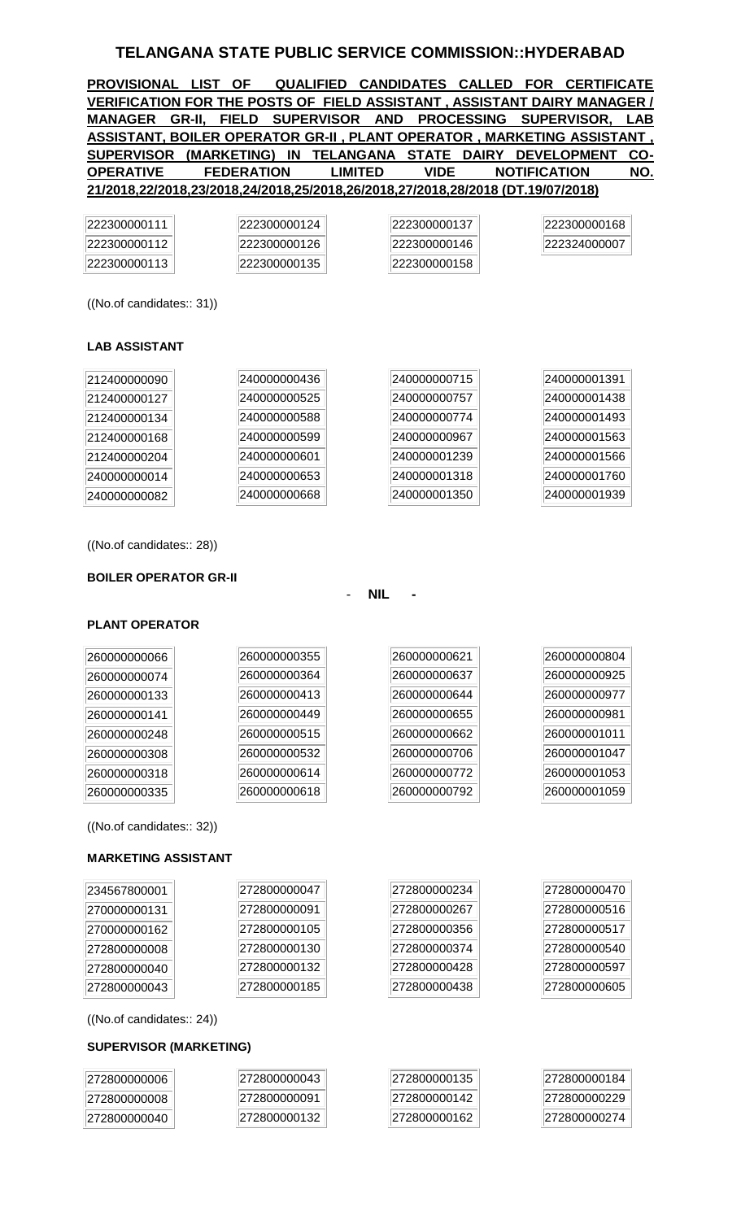# TELANGANA STATE PUBLIC SERVICE COMMISSION::HYDERABAD

**PROVISIONAL LIST OF QUALIFIED CANDIDATES CALLED FOR CERTIFICATE VERIFICATION FOR THE POSTS OF FIELD ASSISTANT , ASSISTANT DAIRY MANAGER / MANAGER GR-II, FIELD SUPERVISOR AND PROCESSING SUPERVISOR, LAB ASSISTANT, BOILER OPERATOR GR-II , PLANT OPERATOR , MARKETING ASSISTANT , SUPERVISOR (MARKETING) IN TELANGANA STATE DAIRY DEVELOPMENT CO-OPERATIVE FEDERATION LIMITED VIDE NOTIFICATION NO. 21/2018,22/2018,23/2018,24/2018,25/2018,26/2018,27/2018,28/2018 (DT.19/07/2018)**

| | | | |
|---|---|---|---|
| 222300000111 | 222300000124 | 222300000137 | 222300000168 |
| 222300000112 | 222300000126 | 222300000146 | 222324000007 |
| 222300000113 | 222300000135 | 222300000158 | |

((No.of candidates:: 31))

### LAB ASSISTANT

| | | | |
|---|---|---|---|
| 212400000090 | 240000000436 | 240000000715 | 240000001391 |
| 212400000127 | 240000000525 | 240000000757 | 240000001438 |
| 212400000134 | 240000000588 | 240000000774 | 240000001493 |
| 212400000168 | 240000000599 | 240000000967 | 240000001563 |
| 212400000204 | 240000000601 | 240000001239 | 240000001566 |
| 240000000014 | 240000000653 | 240000001318 | 240000001760 |
| 240000000082 | 240000000668 | 240000001350 | 240000001939 |

((No.of candidates:: 28))

### BOILER OPERATOR GR-II

- **NIL** -

### PLANT OPERATOR

| | | | |
|---|---|---|---|
| 260000000066 | 260000000355 | 260000000621 | 260000000804 |
| 260000000074 | 260000000364 | 260000000637 | 260000000925 |
| 260000000133 | 260000000413 | 260000000644 | 260000000977 |
| 260000000141 | 260000000449 | 260000000655 | 260000000981 |
| 260000000248 | 260000000515 | 260000000662 | 260000001011 |
| 260000000308 | 260000000532 | 260000000706 | 260000001047 |
| 260000000318 | 260000000614 | 260000000772 | 260000001053 |
| 260000000335 | 260000000618 | 260000000792 | 260000001059 |

((No.of candidates:: 32))

### MARKETING ASSISTANT

| | | | |
|---|---|---|---|
| 234567800001 | 272800000047 | 272800000234 | 272800000470 |
| 270000000131 | 272800000091 | 272800000267 | 272800000516 |
| 270000000162 | 272800000105 | 272800000356 | 272800000517 |
| 272800000008 | 272800000130 | 272800000374 | 272800000540 |
| 272800000040 | 272800000132 | 272800000428 | 272800000597 |
| 272800000043 | 272800000185 | 272800000438 | 272800000605 |

((No.of candidates:: 24))

### SUPERVISOR (MARKETING)

| | | | |
|---|---|---|---|
| 272800000006 | 272800000043 | 272800000135 | 272800000184 |
| 272800000008 | 272800000091 | 272800000142 | 272800000229 |
| 272800000040 | 272800000132 | 272800000162 | 272800000274 |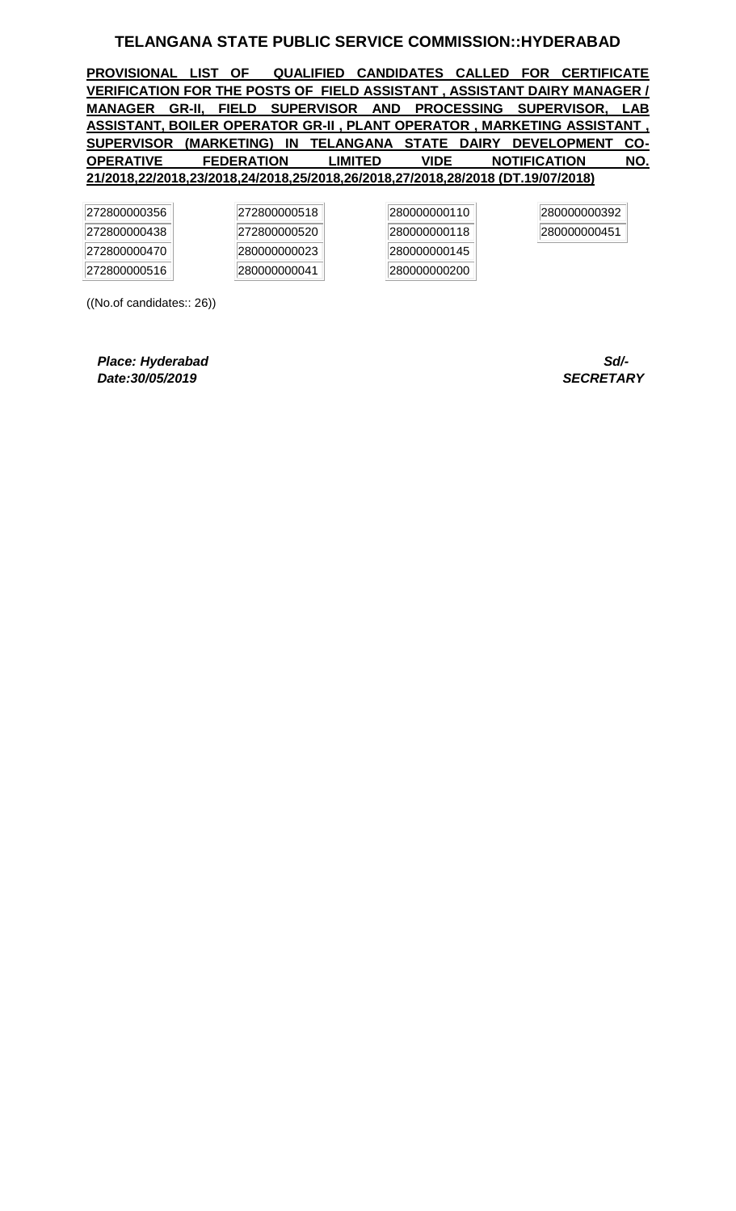## TELANGANA STATE PUBLIC SERVICE COMMISSION::HYDERABAD

**PROVISIONAL LIST OF QUALIFIED CANDIDATES CALLED FOR CERTIFICATE VERIFICATION FOR THE POSTS OF FIELD ASSISTANT , ASSISTANT DAIRY MANAGER / MANAGER GR-II, FIELD SUPERVISOR AND PROCESSING SUPERVISOR, LAB ASSISTANT, BOILER OPERATOR GR-II , PLANT OPERATOR , MARKETING ASSISTANT , SUPERVISOR (MARKETING) IN TELANGANA STATE DAIRY DEVELOPMENT CO-OPERATIVE FEDERATION LIMITED VIDE NOTIFICATION NO. 21/2018,22/2018,23/2018,24/2018,25/2018,26/2018,27/2018,28/2018 (DT.19/07/2018)**

| | | | |
|---|---|---|---|
| 272800000356 | 272800000518 | 280000000110 | 280000000392 |
| 272800000438 | 272800000520 | 280000000118 | 280000000451 |
| 272800000470 | 280000000023 | 280000000145 | |
| 272800000516 | 280000000041 | 280000000200 | |

((No.of candidates:: 26))

***Place: Hyderabad***
***Date:30/05/2019***

***Sd/-***
***SECRETARY***